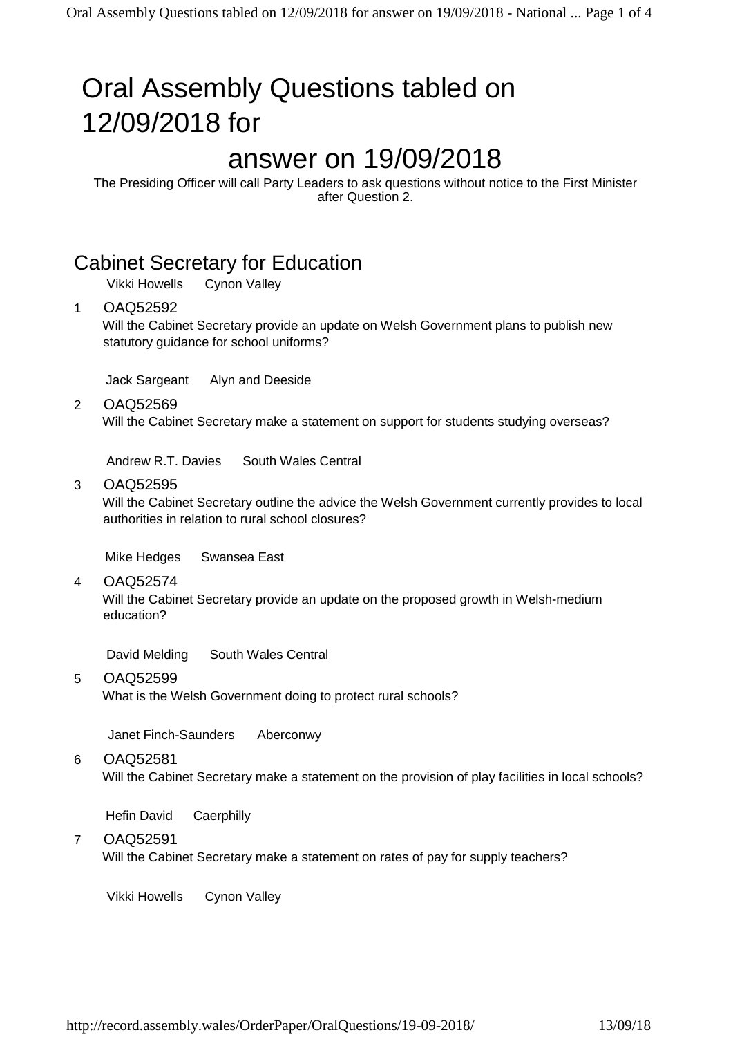# Oral Assembly Questions tabled on 12/09/2018 for answer on 19/09/2018

The Presiding Officer will call Party Leaders to ask questions without notice to the First Minister after Question 2.

## Cabinet Secretary for Education

Vikki Howells Cynon Valley

1 OAQ52592

Will the Cabinet Secretary provide an update on Welsh Government plans to publish new statutory guidance for school uniforms?

Jack Sargeant Alyn and Deeside

2 OAQ52569

Will the Cabinet Secretary make a statement on support for students studying overseas?

Andrew R.T. Davies South Wales Central

3 OAQ52595

Will the Cabinet Secretary outline the advice the Welsh Government currently provides to local authorities in relation to rural school closures?

Mike Hedges Swansea East

4 OAQ52574

Will the Cabinet Secretary provide an update on the proposed growth in Welsh-medium education?

David Melding South Wales Central

5 OAQ52599

What is the Welsh Government doing to protect rural schools?

Janet Finch-Saunders Aberconwy

6 OAQ52581

Will the Cabinet Secretary make a statement on the provision of play facilities in local schools?

Hefin David Caerphilly

7 OAQ52591

Will the Cabinet Secretary make a statement on rates of pay for supply teachers?

Vikki Howells Cynon Valley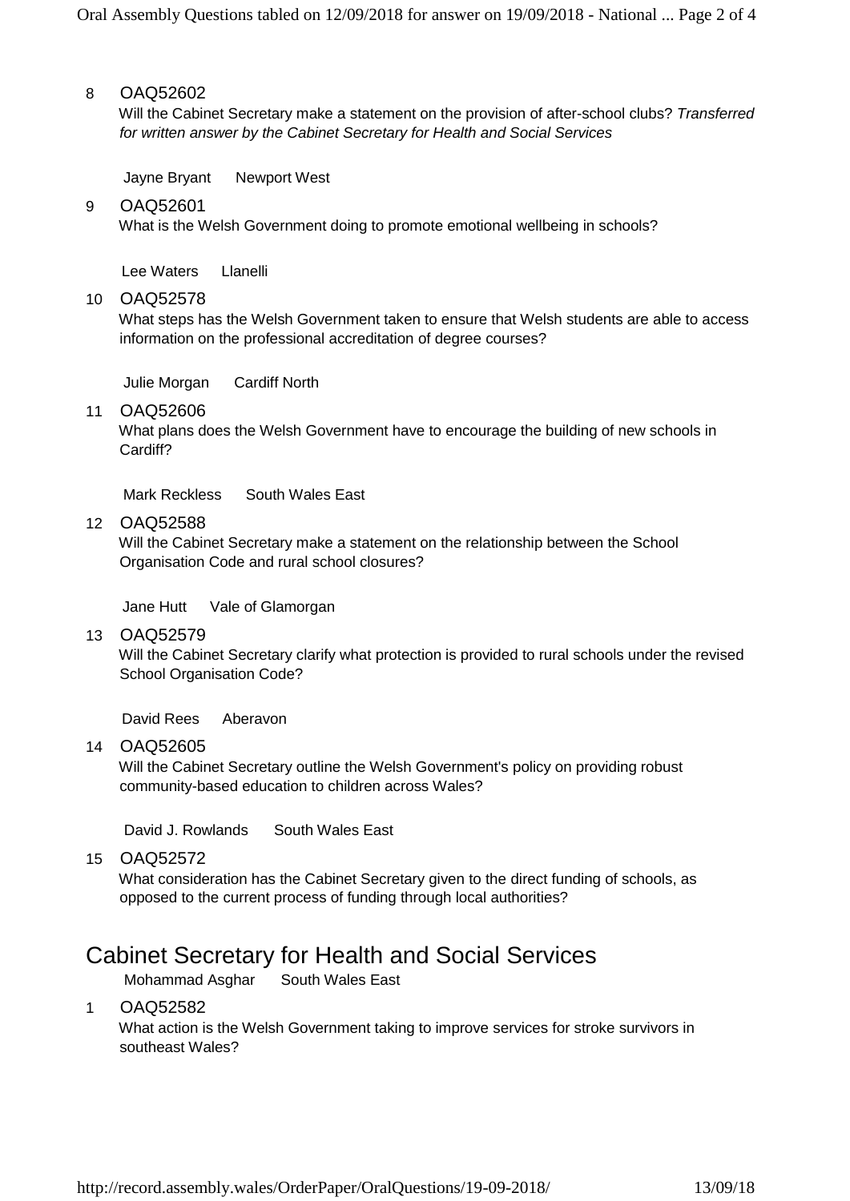8 OAQ52602

Will the Cabinet Secretary make a statement on the provision of after-school clubs? *Transferred for written answer by the Cabinet Secretary for Health and Social Services*

Jayne Bryant Newport West

9 OAQ52601

What is the Welsh Government doing to promote emotional wellbeing in schools?

Lee Waters Llanelli

10 OAQ52578

What steps has the Welsh Government taken to ensure that Welsh students are able to access information on the professional accreditation of degree courses?

Julie Morgan Cardiff North

11 OAQ52606

What plans does the Welsh Government have to encourage the building of new schools in Cardiff?

Mark Reckless South Wales East

12 OAQ52588

Will the Cabinet Secretary make a statement on the relationship between the School Organisation Code and rural school closures?

Jane Hutt Vale of Glamorgan

13 OAQ52579

Will the Cabinet Secretary clarify what protection is provided to rural schools under the revised School Organisation Code?

David Rees Aberavon

14 OAQ52605

Will the Cabinet Secretary outline the Welsh Government's policy on providing robust community-based education to children across Wales?

David J. Rowlands South Wales East

15 OAQ52572

What consideration has the Cabinet Secretary given to the direct funding of schools, as opposed to the current process of funding through local authorities?

## Cabinet Secretary for Health and Social Services

Mohammad Asghar South Wales East

1 OAQ52582

What action is the Welsh Government taking to improve services for stroke survivors in southeast Wales?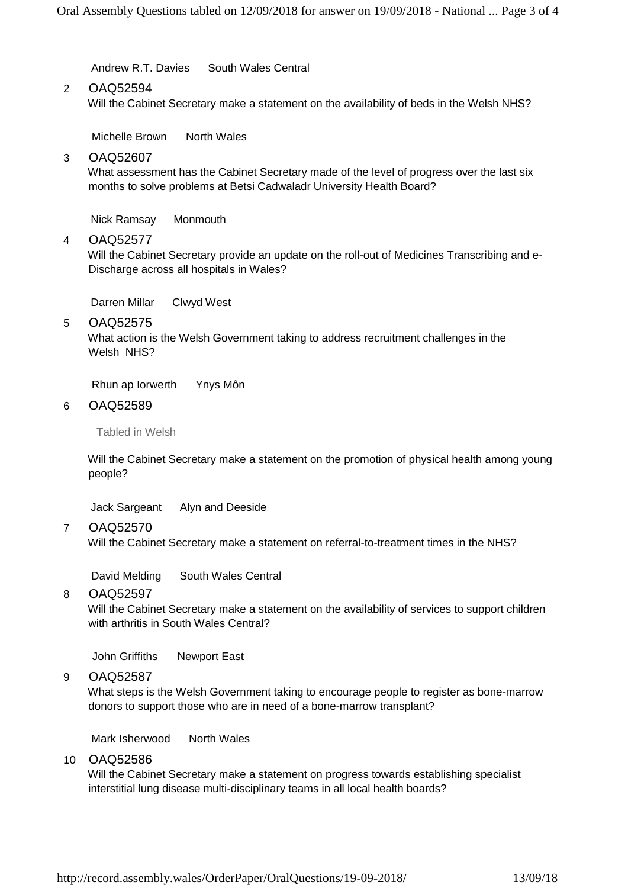Andrew R.T. Davies South Wales Central

2 OAQ52594

Will the Cabinet Secretary make a statement on the availability of beds in the Welsh NHS?

Michelle Brown North Wales

3 OAQ52607

What assessment has the Cabinet Secretary made of the level of progress over the last six months to solve problems at Betsi Cadwaladr University Health Board?

Nick Ramsay Monmouth

4 OAQ52577

Will the Cabinet Secretary provide an update on the roll-out of Medicines Transcribing and e-Discharge across all hospitals in Wales?

Darren Millar Clwyd West

5 OAQ52575

What action is the Welsh Government taking to address recruitment challenges in the Welsh NHS?

Rhun ap Iorwerth Ynys Môn

6 OAQ52589

Tabled in Welsh

Will the Cabinet Secretary make a statement on the promotion of physical health among young people?

Jack Sargeant Alyn and Deeside

7 OAQ52570

Will the Cabinet Secretary make a statement on referral-to-treatment times in the NHS?

David Melding South Wales Central

8 OAQ52597

Will the Cabinet Secretary make a statement on the availability of services to support children with arthritis in South Wales Central?

John Griffiths Newport East

9 OAQ52587

What steps is the Welsh Government taking to encourage people to register as bone-marrow donors to support those who are in need of a bone-marrow transplant?

Mark Isherwood North Wales

10 OAQ52586

Will the Cabinet Secretary make a statement on progress towards establishing specialist interstitial lung disease multi-disciplinary teams in all local health boards?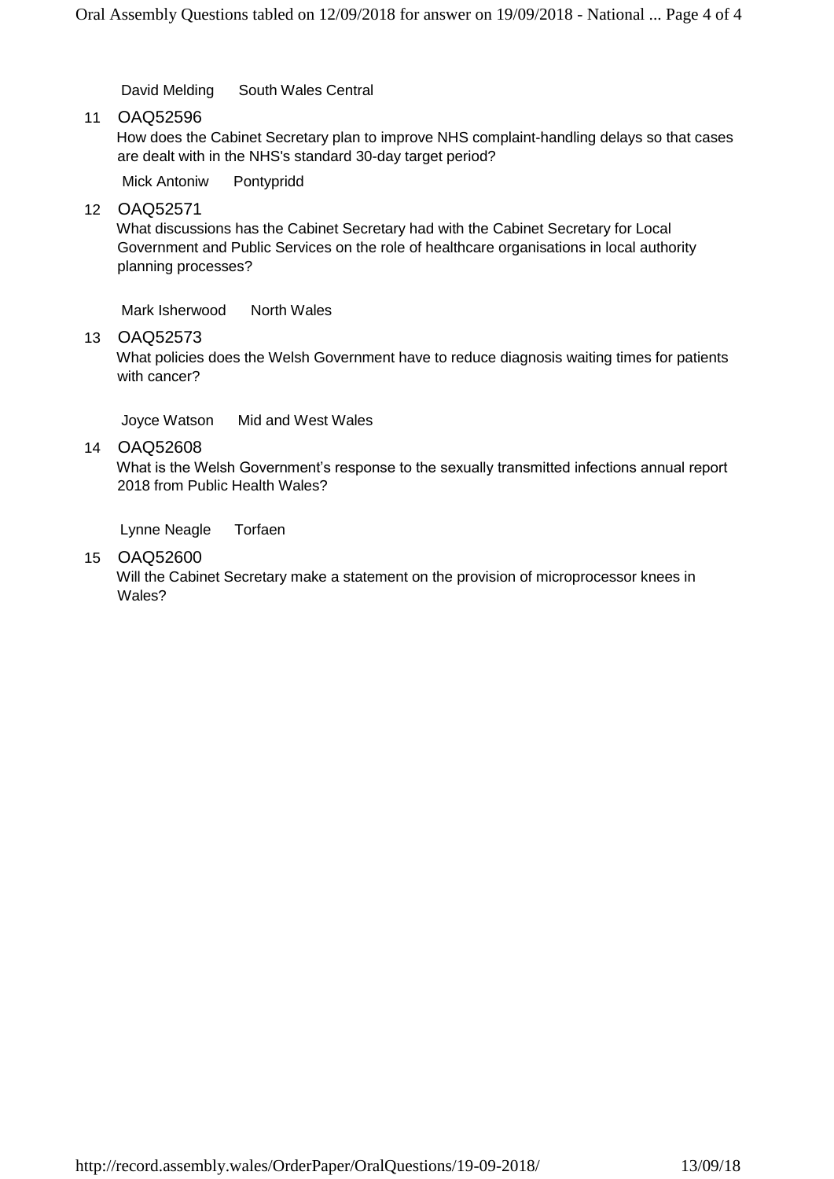David Melding South Wales Central

11 OAQ52596

How does the Cabinet Secretary plan to improve NHS complaint-handling delays so that cases are dealt with in the NHS's standard 30-day target period?

Mick Antoniw Pontypridd

12 OAQ52571

What discussions has the Cabinet Secretary had with the Cabinet Secretary for Local Government and Public Services on the role of healthcare organisations in local authority planning processes?

Mark Isherwood North Wales

13 OAQ52573

What policies does the Welsh Government have to reduce diagnosis waiting times for patients with cancer?

Joyce Watson Mid and West Wales

14 OAQ52608

What is the Welsh Government's response to the sexually transmitted infections annual report 2018 from Public Health Wales?

Lynne Neagle Torfaen

15 OAQ52600

Will the Cabinet Secretary make a statement on the provision of microprocessor knees in Wales?